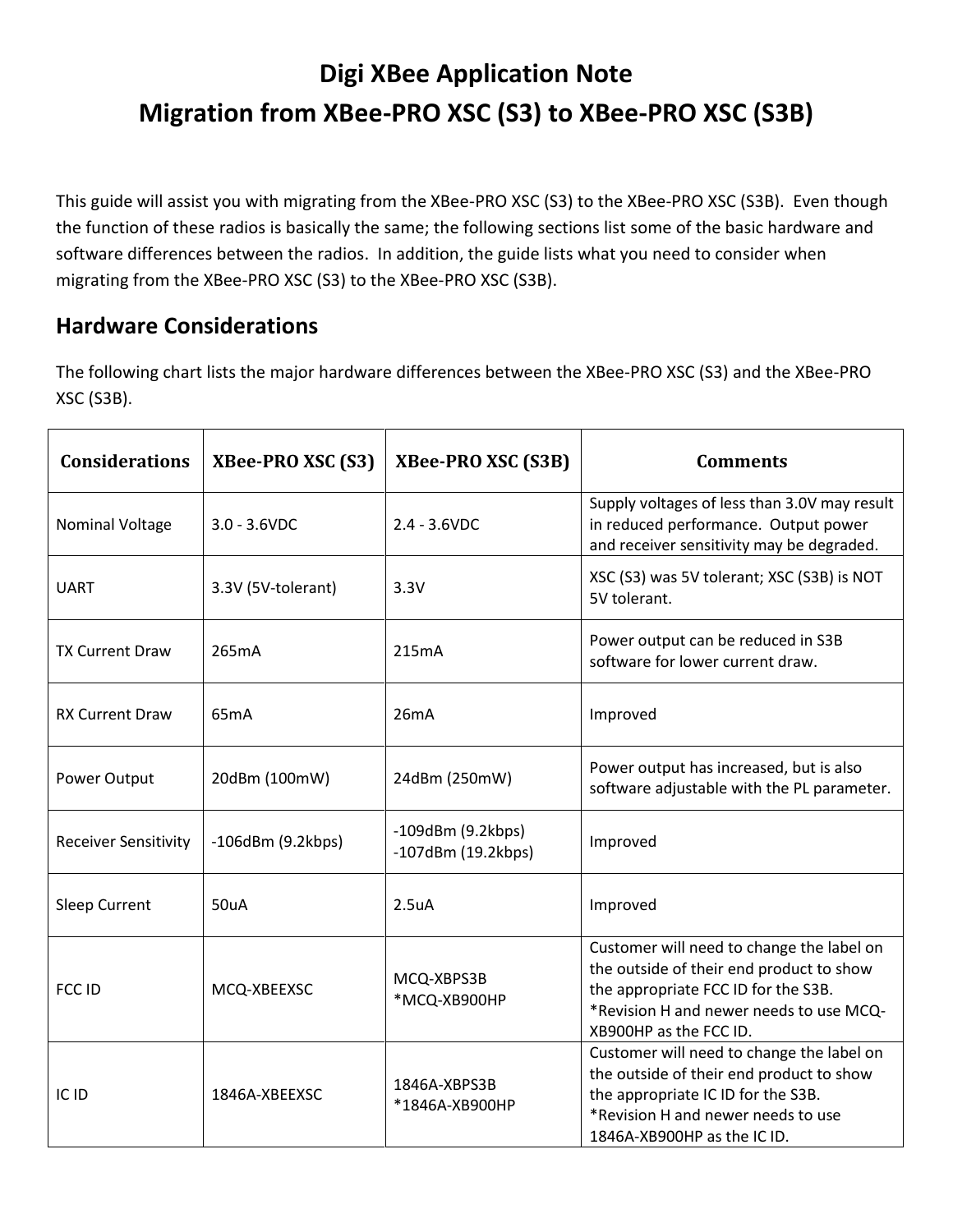# Digi XBee Application Note
# Migration from XBee-PRO XSC (S3) to XBee-PRO XSC (S3B)

This guide will assist you with migrating from the XBee-PRO XSC (S3) to the XBee-PRO XSC (S3B). Even though the function of these radios is basically the same; the following sections list some of the basic hardware and software differences between the radios. In addition, the guide lists what you need to consider when migrating from the XBee-PRO XSC (S3) to the XBee-PRO XSC (S3B).

## Hardware Considerations

The following chart lists the major hardware differences between the XBee-PRO XSC (S3) and the XBee-PRO XSC (S3B).

| Considerations | XBee-PRO XSC (S3) | XBee-PRO XSC (S3B) | Comments |
|---|---|---|---|
| Nominal Voltage | 3.0 - 3.6VDC | 2.4 - 3.6VDC | Supply voltages of less than 3.0V may result in reduced performance. Output power and receiver sensitivity may be degraded. |
| UART | 3.3V (5V-tolerant) | 3.3V | XSC (S3) was 5V tolerant; XSC (S3B) is NOT 5V tolerant. |
| TX Current Draw | 265mA | 215mA | Power output can be reduced in S3B software for lower current draw. |
| RX Current Draw | 65mA | 26mA | Improved |
| Power Output | 20dBm (100mW) | 24dBm (250mW) | Power output has increased, but is also software adjustable with the PL parameter. |
| Receiver Sensitivity | -106dBm (9.2kbps) | -109dBm (9.2kbps)<br>-107dBm (19.2kbps) | Improved |
| Sleep Current | 50uA | 2.5uA | Improved |
| FCC ID | MCQ-XBEEXSC | MCQ-XBPS3B<br>*MCQ-XB900HP | Customer will need to change the label on the outside of their end product to show the appropriate FCC ID for the S3B. *Revision H and newer needs to use MCQ-XB900HP as the FCC ID. |
| IC ID | 1846A-XBEEXSC | 1846A-XBPS3B<br>*1846A-XB900HP | Customer will need to change the label on the outside of their end product to show the appropriate IC ID for the S3B. *Revision H and newer needs to use 1846A-XB900HP as the IC ID. |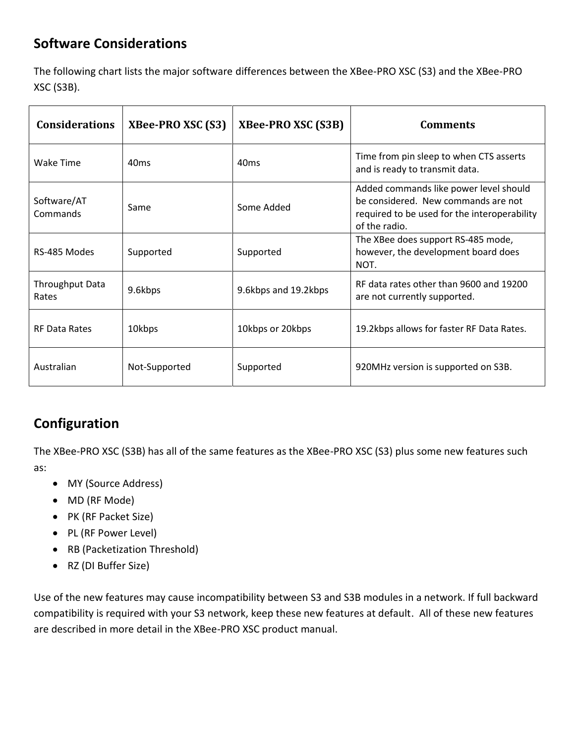## Software Considerations

The following chart lists the major software differences between the XBee-PRO XSC (S3) and the XBee-PRO XSC (S3B).

| Considerations | XBee-PRO XSC (S3) | XBee-PRO XSC (S3B) | Comments |
|---|---|---|---|
| Wake Time | 40ms | 40ms | Time from pin sleep to when CTS asserts and is ready to transmit data. |
| Software/AT Commands | Same | Some Added | Added commands like power level should be considered. New commands are not required to be used for the interoperability of the radio. |
| RS-485 Modes | Supported | Supported | The XBee does support RS-485 mode, however, the development board does NOT. |
| Throughput Data Rates | 9.6kbps | 9.6kbps and 19.2kbps | RF data rates other than 9600 and 19200 are not currently supported. |
| RF Data Rates | 10kbps | 10kbps or 20kbps | 19.2kbps allows for faster RF Data Rates. |
| Australian | Not-Supported | Supported | 920MHz version is supported on S3B. |

## Configuration

The XBee-PRO XSC (S3B) has all of the same features as the XBee-PRO XSC (S3) plus some new features such as:

- MY (Source Address)
- MD (RF Mode)
- PK (RF Packet Size)
- PL (RF Power Level)
- RB (Packetization Threshold)
- RZ (DI Buffer Size)

Use of the new features may cause incompatibility between S3 and S3B modules in a network. If full backward compatibility is required with your S3 network, keep these new features at default. All of these new features are described in more detail in the XBee-PRO XSC product manual.